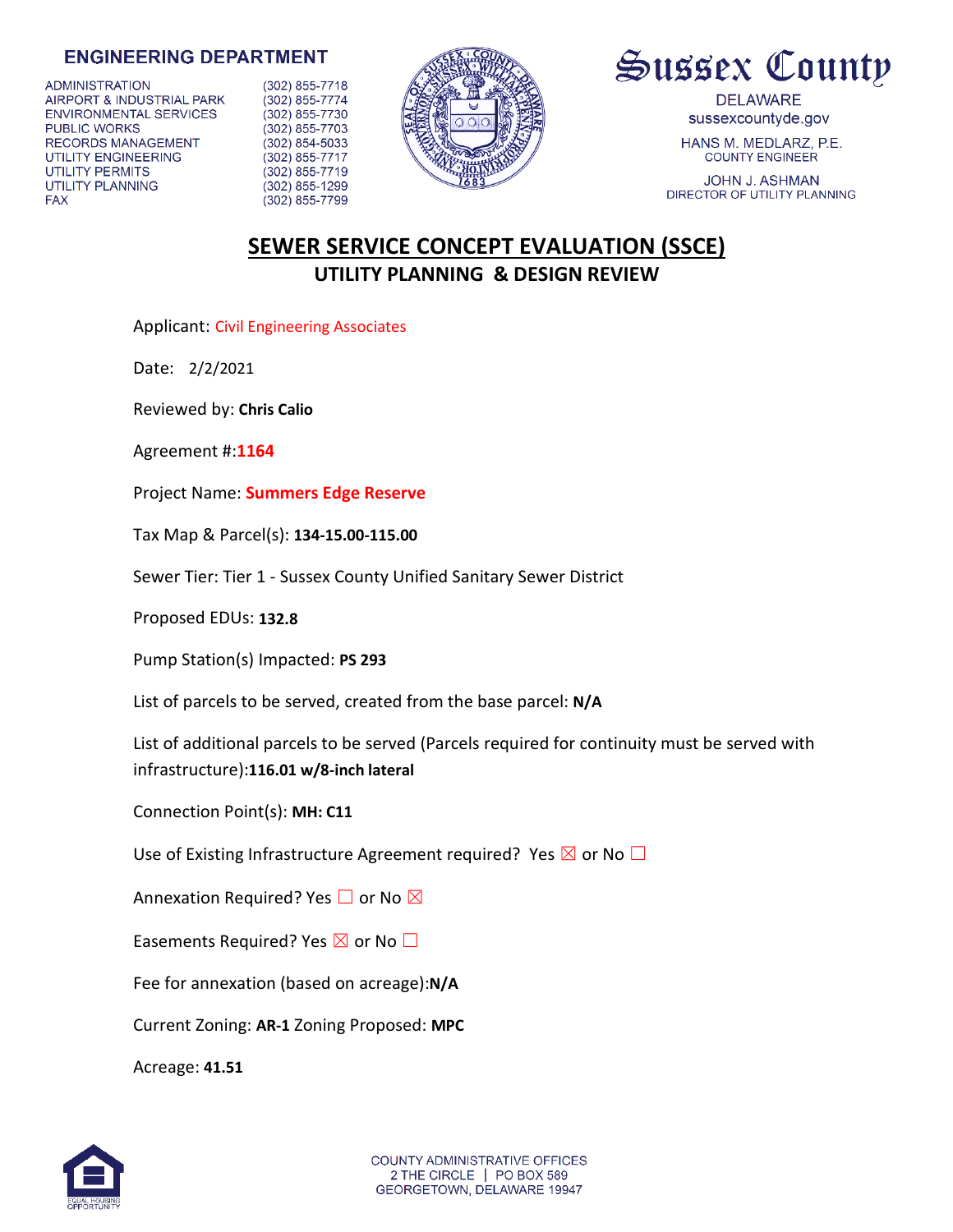**ENGINEERING DEPARTMENT**

| | |
|---|---|
| ADMINISTRATION | (302) 855-7718 |
| AIRPORT & INDUSTRIAL PARK | (302) 855-7774 |
| ENVIRONMENTAL SERVICES | (302) 855-7730 |
| PUBLIC WORKS | (302) 855-7703 |
| RECORDS MANAGEMENT | (302) 854-5033 |
| UTILITY ENGINEERING | (302) 855-7717 |
| UTILITY PERMITS | (302) 855-7719 |
| UTILITY PLANNING | (302) 855-1299 |
| FAX | (302) 855-7799 |

**Sussex County**

DELAWARE
sussexcountyde.gov

HANS M. MEDLARZ, P.E.
COUNTY ENGINEER

JOHN J. ASHMAN
DIRECTOR OF UTILITY PLANNING

# SEWER SERVICE CONCEPT EVALUATION (SSCE)

## UTILITY PLANNING & DESIGN REVIEW

Applicant: Civil Engineering Associates

Date: 2/2/2021

Reviewed by: **Chris Calio**

Agreement #:**1164**

Project Name: **Summers Edge Reserve**

Tax Map & Parcel(s): **134-15.00-115.00**

Sewer Tier: Tier 1 - Sussex County Unified Sanitary Sewer District

Proposed EDUs: **132.8**

Pump Station(s) Impacted: **PS 293**

List of parcels to be served, created from the base parcel: **N/A**

List of additional parcels to be served (Parcels required for continuity must be served with infrastructure):**116.01 w/8-inch lateral**

Connection Point(s): **MH: C11**

Use of Existing Infrastructure Agreement required? Yes ☒ or No ☐

Annexation Required? Yes ☐ or No ☒

Easements Required? Yes ☒ or No ☐

Fee for annexation (based on acreage):**N/A**

Current Zoning: **AR-1** Zoning Proposed: **MPC**

Acreage: **41.51**

COUNTY ADMINISTRATIVE OFFICES
2 THE CIRCLE | PO BOX 589
GEORGETOWN, DELAWARE 19947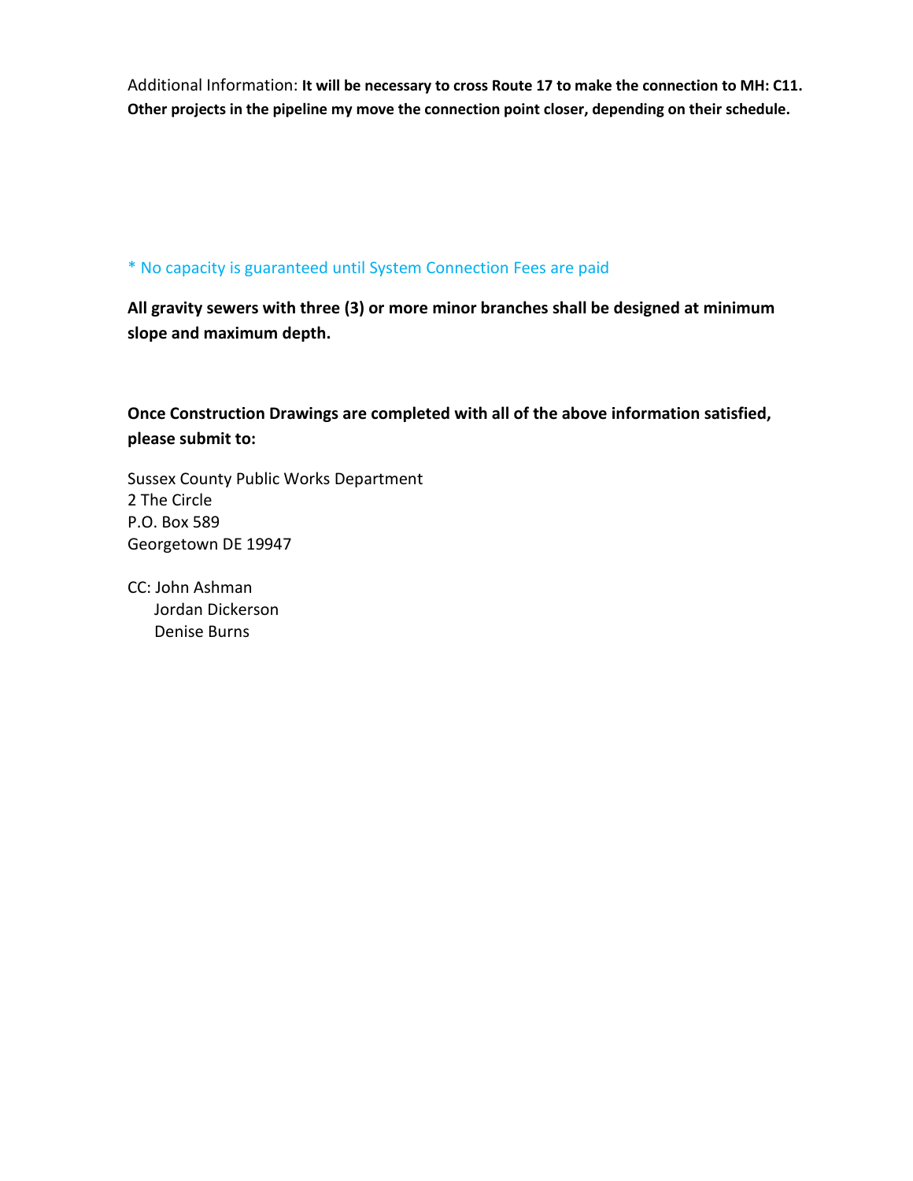Additional Information: **It will be necessary to cross Route 17 to make the connection to MH: C11. Other projects in the pipeline my move the connection point closer, depending on their schedule.**

* No capacity is guaranteed until System Connection Fees are paid

**All gravity sewers with three (3) or more minor branches shall be designed at minimum slope and maximum depth.**

**Once Construction Drawings are completed with all of the above information satisfied, please submit to:**

Sussex County Public Works Department
2 The Circle
P.O. Box 589
Georgetown DE 19947

CC: John Ashman
Jordan Dickerson
Denise Burns